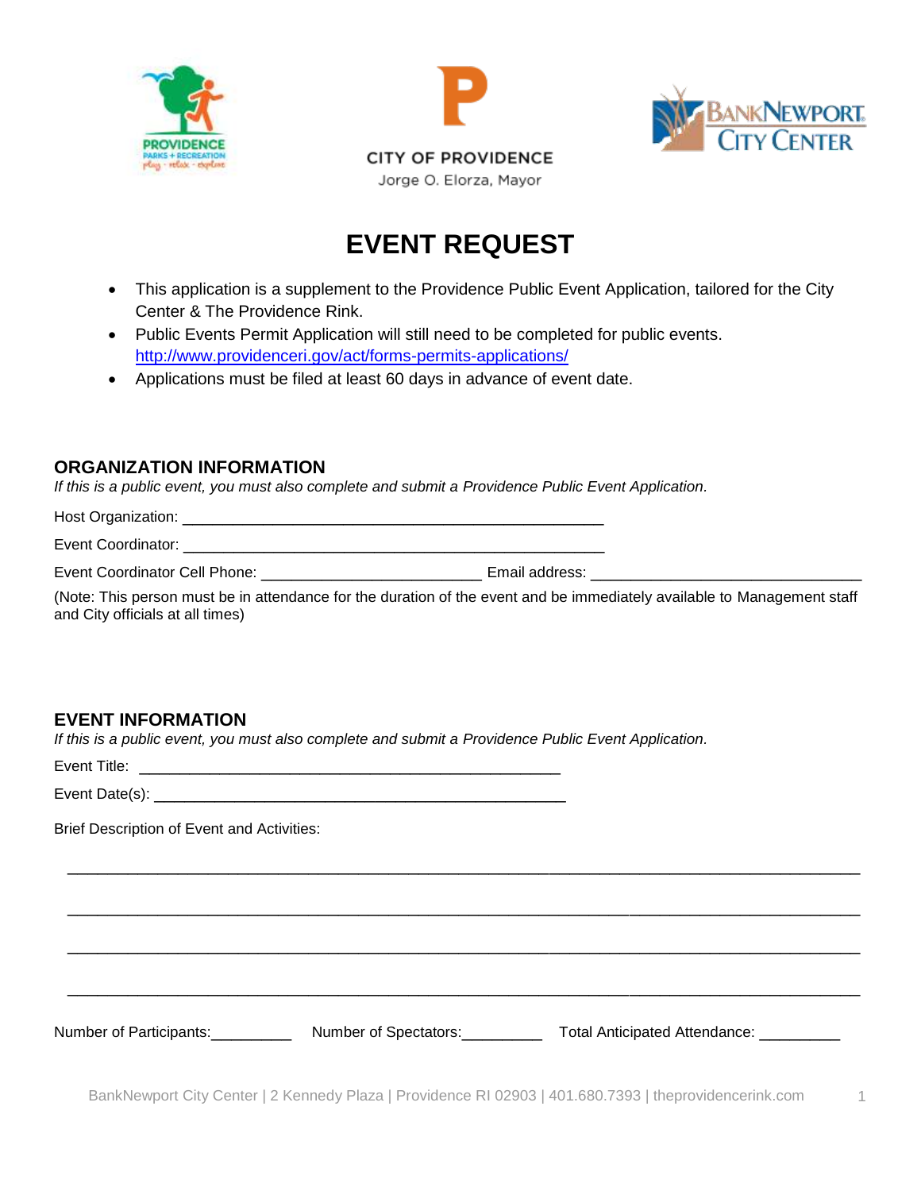CITY OF PROVIDENCE

Jorge O. Elorza, Mayor

# EVENT REQUEST

- This application is a supplement to the Providence Public Event Application, tailored for the City Center & The Providence Rink.
- Public Events Permit Application will still need to be completed for public events. http://www.providenceri.gov/act/forms-permits-applications/
- Applications must be filed at least 60 days in advance of event date.

## ORGANIZATION INFORMATION

*If this is a public event, you must also complete and submit a Providence Public Event Application.*

Host Organization: ___________________________________________________

Event Coordinator: ___________________________________________________

Event Coordinator Cell Phone: __________________________ Email address: ________________________________

(Note: This person must be in attendance for the duration of the event and be immediately available to Management staff and City officials at all times)

## EVENT INFORMATION

*If this is a public event, you must also complete and submit a Providence Public Event Application.*

Event Title: ___________________________________________________

Event Date(s): ___________________________________________________

Brief Description of Event and Activities:

_____________________________________________________________________________________________

_____________________________________________________________________________________________

_____________________________________________________________________________________________

_____________________________________________________________________________________________

Number of Participants:__________ Number of Spectators:__________ Total Anticipated Attendance: __________

BankNewport City Center | 2 Kennedy Plaza | Providence RI 02903 | 401.680.7393 | theprovidencerink.com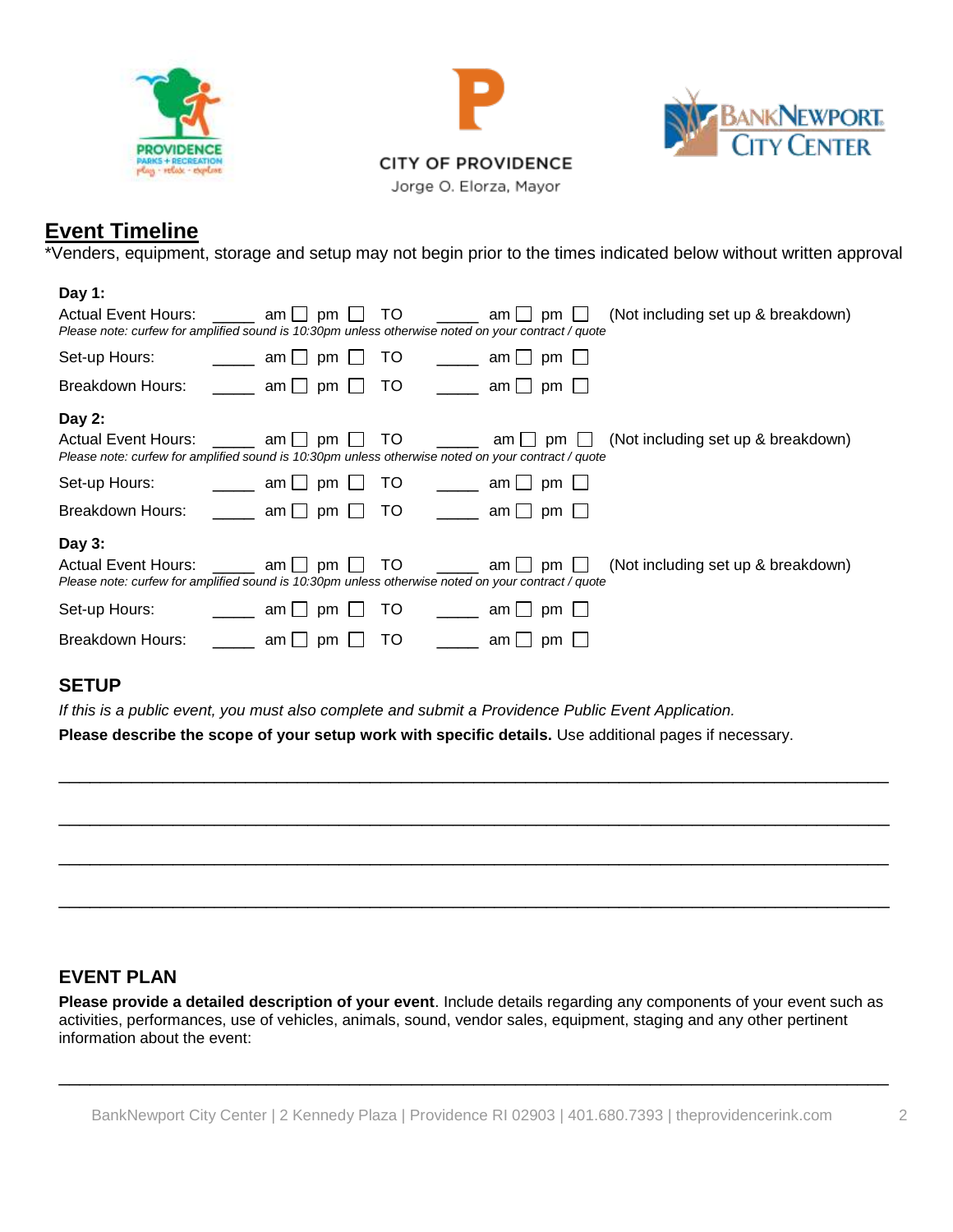CITY OF PROVIDENCE

Jorge O. Elorza, Mayor

## Event Timeline

*Venders, equipment, storage and setup may not begin prior to the times indicated below without written approval

**Day 1:**

Actual Event Hours: _____ am ☐ pm ☐ TO _____ am ☐ pm ☐ (Not including set up & breakdown)

*Please note: curfew for amplified sound is 10:30pm unless otherwise noted on your contract / quote*

Set-up Hours: _____ am ☐ pm ☐ TO _____ am ☐ pm ☐

Breakdown Hours: _____ am ☐ pm ☐ TO _____ am ☐ pm ☐

**Day 2:**

Actual Event Hours: _____ am ☐ pm ☐ TO _____ am ☐ pm ☐ (Not including set up & breakdown)

*Please note: curfew for amplified sound is 10:30pm unless otherwise noted on your contract / quote*

Set-up Hours: _____ am ☐ pm ☐ TO _____ am ☐ pm ☐

Breakdown Hours: _____ am ☐ pm ☐ TO _____ am ☐ pm ☐

**Day 3:**

Actual Event Hours: _____ am ☐ pm ☐ TO _____ am ☐ pm ☐ (Not including set up & breakdown)

*Please note: curfew for amplified sound is 10:30pm unless otherwise noted on your contract / quote*

Set-up Hours: _____ am ☐ pm ☐ TO _____ am ☐ pm ☐

Breakdown Hours: _____ am ☐ pm ☐ TO _____ am ☐ pm ☐

### SETUP

*If this is a public event, you must also complete and submit a Providence Public Event Application.*

**Please describe the scope of your setup work with specific details.** Use additional pages if necessary.

_______________________________________________________________________________

_______________________________________________________________________________

_______________________________________________________________________________

_______________________________________________________________________________

### EVENT PLAN

**Please provide a detailed description of your event**. Include details regarding any components of your event such as activities, performances, use of vehicles, animals, sound, vendor sales, equipment, staging and any other pertinent information about the event:

_______________________________________________________________________________

BankNewport City Center | 2 Kennedy Plaza | Providence RI 02903 | 401.680.7393 | theprovidencerink.com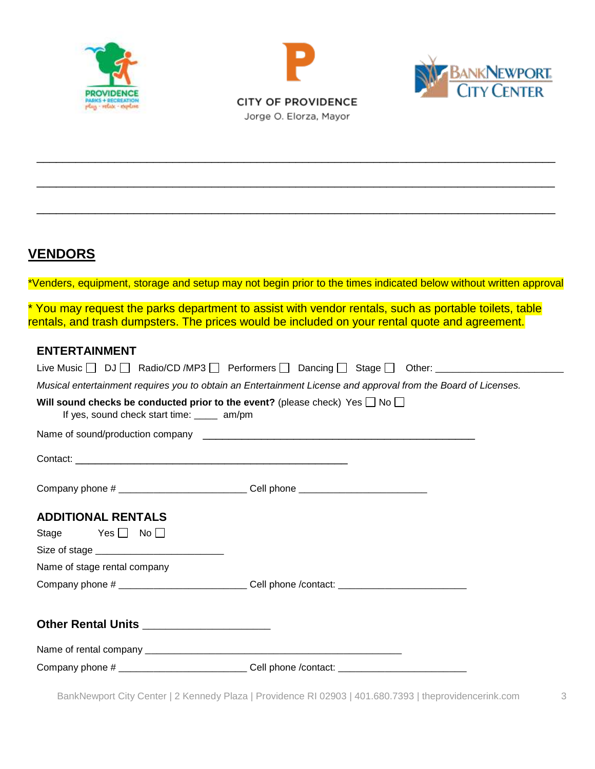CITY OF PROVIDENCE

Jorge O. Elorza, Mayor

______________________________________________________________________________

______________________________________________________________________________

______________________________________________________________________________

## VENDORS

*Venders, equipment, storage and setup may not begin prior to the times indicated below without written approval

* You may request the parks department to assist with vendor rentals, such as portable toilets, table rentals, and trash dumpsters. The prices would be included on your rental quote and agreement.

### ENTERTAINMENT

Live Music ☐ DJ ☐ Radio/CD /MP3 ☐ Performers ☐ Dancing ☐ Stage ☐ Other: ______________________

*Musical entertainment requires you to obtain an Entertainment License and approval from the Board of Licenses.*

**Will sound checks be conducted prior to the event?** (please check) Yes ☐ No ☐

If yes, sound check start time: ____ am/pm

Name of sound/production company ______________________________________________

Contact: ________________________________________________

Company phone # ______________________ Cell phone ______________________

### ADDITIONAL RENTALS

Stage Yes ☐ No ☐

Size of stage ______________________

Name of stage rental company

Company phone # ______________________ Cell phone /contact: ______________________

### Other Rental Units ____________________

Name of rental company ______________________________________________

Company phone # ______________________ Cell phone /contact: ______________________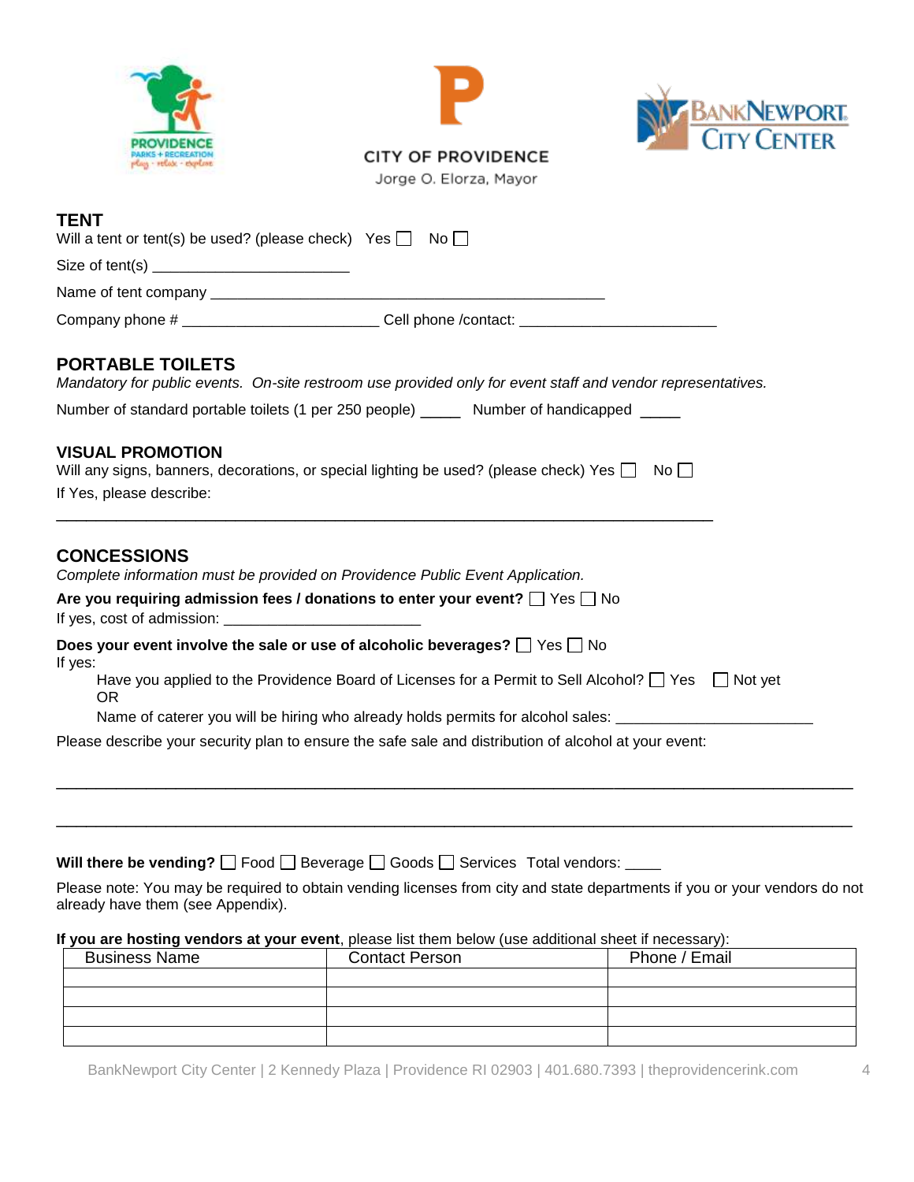CITY OF PROVIDENCE

Jorge O. Elorza, Mayor

## TENT

Will a tent or tent(s) be used? (please check) Yes ☐ No ☐

Size of tent(s) ______________________

Name of tent company ____________________________________________

Company phone # ______________________ Cell phone /contact: ______________________

## PORTABLE TOILETS

*Mandatory for public events. On-site restroom use provided only for event staff and vendor representatives.*

Number of standard portable toilets (1 per 250 people) _____ Number of handicapped _____

## VISUAL PROMOTION

Will any signs, banners, decorations, or special lighting be used? (please check) Yes ☐ No ☐

If Yes, please describe:

___________________________________________________________________________

## CONCESSIONS

*Complete information must be provided on Providence Public Event Application.*

**Are you requiring admission fees / donations to enter your event?** ☐ Yes ☐ No

If yes, cost of admission: ______________________

**Does your event involve the sale or use of alcoholic beverages?** ☐ Yes ☐ No

If yes:

Have you applied to the Providence Board of Licenses for a Permit to Sell Alcohol? ☐ Yes ☐ Not yet

OR

Name of caterer you will be hiring who already holds permits for alcohol sales: ______________________

Please describe your security plan to ensure the safe sale and distribution of alcohol at your event:

___________________________________________________________________________

___________________________________________________________________________

**Will there be vending?** ☐ Food ☐ Beverage ☐ Goods ☐ Services Total vendors: ____

Please note: You may be required to obtain vending licenses from city and state departments if you or your vendors do not already have them (see Appendix).

**If you are hosting vendors at your event**, please list them below (use additional sheet if necessary):

| Business Name | Contact Person | Phone / Email |
| --- | --- | --- |
| | | |
| | | |
| | | |
| | | |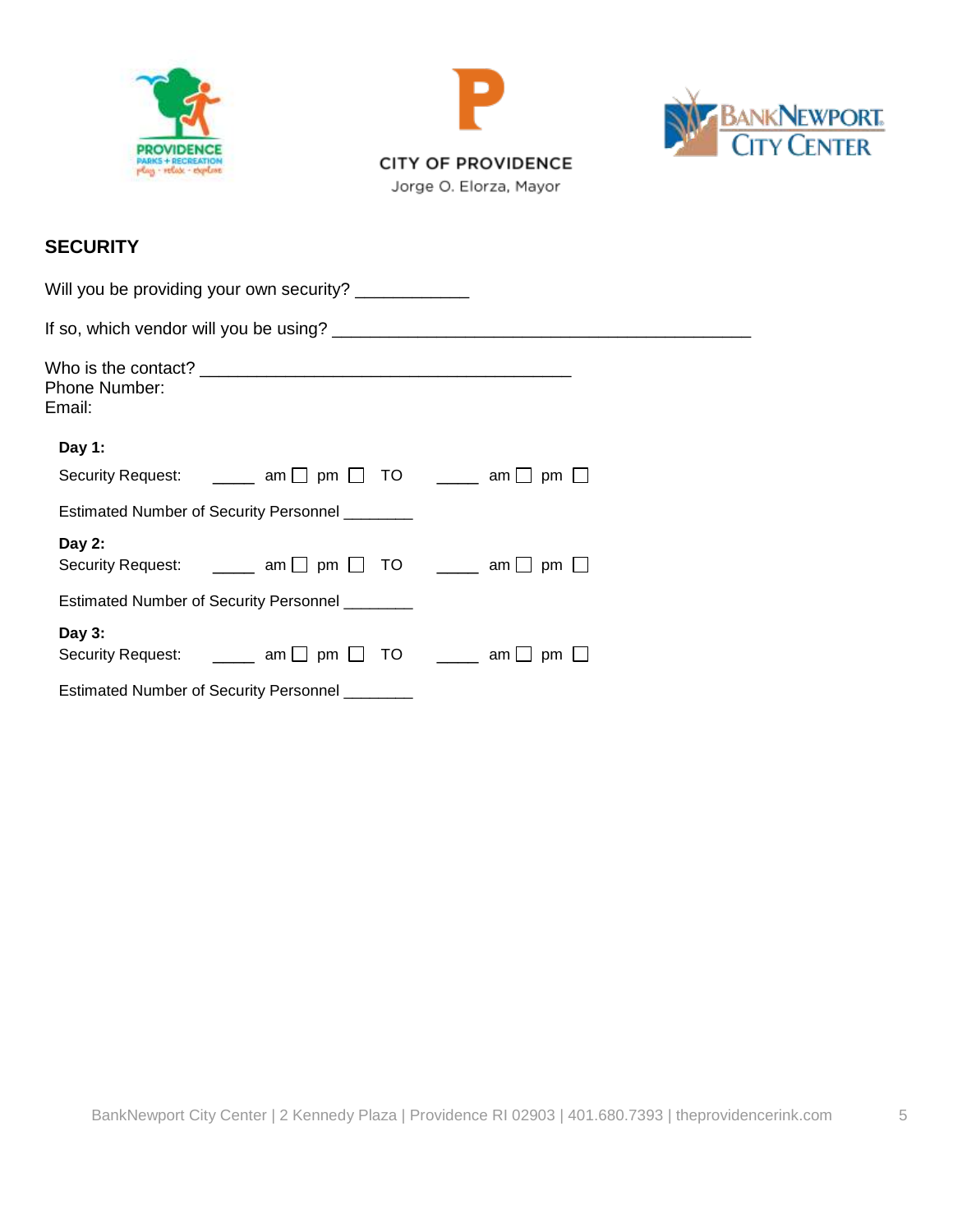CITY OF PROVIDENCE

Jorge O. Elorza, Mayor

## SECURITY

Will you be providing your own security? ____________

If so, which vendor will you be using? ______________________________________________

Who is the contact? ________________________________________

Phone Number:

Email:

**Day 1:**

Security Request: _____ am ☐ pm ☐ TO _____ am ☐ pm ☐

Estimated Number of Security Personnel ________

**Day 2:**

Security Request: _____ am ☐ pm ☐ TO _____ am ☐ pm ☐

Estimated Number of Security Personnel ________

**Day 3:**

Security Request: _____ am ☐ pm ☐ TO _____ am ☐ pm ☐

Estimated Number of Security Personnel ________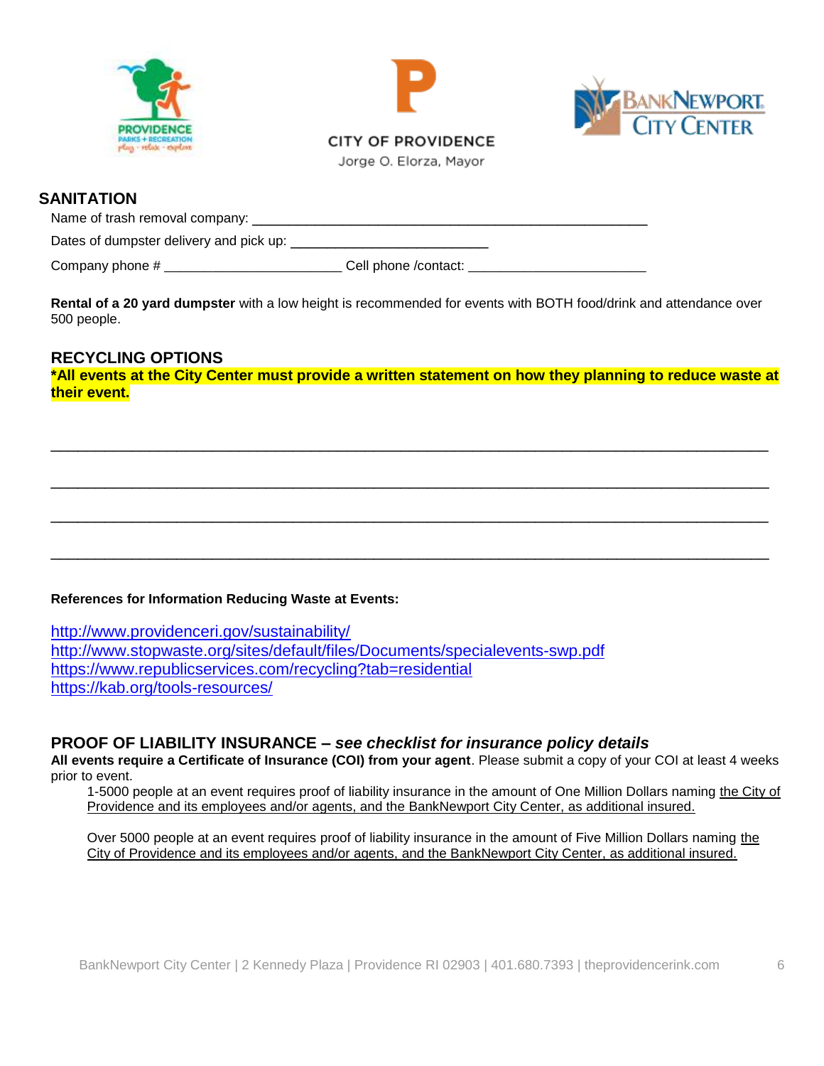CITY OF PROVIDENCE

Jorge O. Elorza, Mayor

## SANITATION

Name of trash removal company: ______________________________________________________

Dates of dumpster delivery and pick up: ___________________________

Company phone # ________________________ Cell phone /contact: ________________________

**Rental of a 20 yard dumpster** with a low height is recommended for events with BOTH food/drink and attendance over 500 people.

## RECYCLING OPTIONS

**\*All events at the City Center must provide a written statement on how they planning to reduce waste at their event.**

_____________________________________________________________________________________

_____________________________________________________________________________________

_____________________________________________________________________________________

_____________________________________________________________________________________

**References for Information Reducing Waste at Events:**

http://www.providenceri.gov/sustainability/
http://www.stopwaste.org/sites/default/files/Documents/specialevents-swp.pdf
https://www.republicservices.com/recycling?tab=residential
https://kab.org/tools-resources/

## PROOF OF LIABILITY INSURANCE – *see checklist for insurance policy details*

**All events require a Certificate of Insurance (COI) from your agent**. Please submit a copy of your COI at least 4 weeks prior to event.

1-5000 people at an event requires proof of liability insurance in the amount of One Million Dollars naming the City of Providence and its employees and/or agents, and the BankNewport City Center, as additional insured.

Over 5000 people at an event requires proof of liability insurance in the amount of Five Million Dollars naming the City of Providence and its employees and/or agents, and the BankNewport City Center, as additional insured.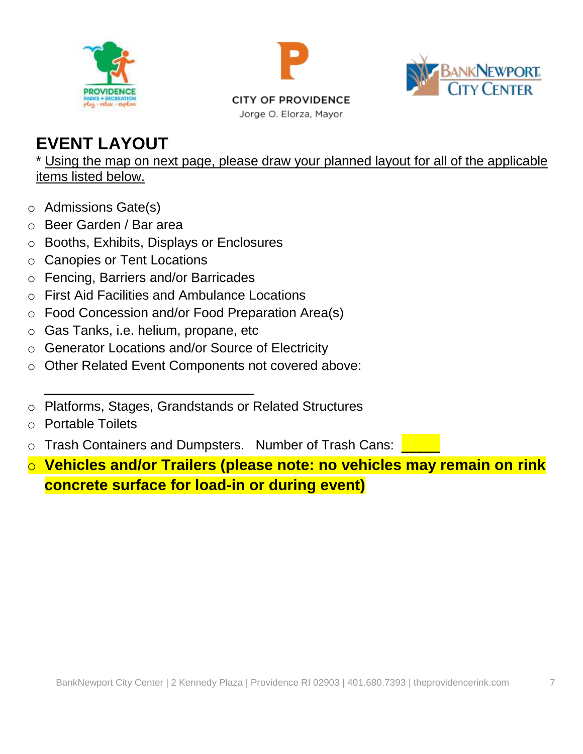CITY OF PROVIDENCE

Jorge O. Elorza, Mayor

# EVENT LAYOUT

* Using the map on next page, please draw your planned layout for all of the applicable items listed below.

- Admissions Gate(s)
- Beer Garden / Bar area
- Booths, Exhibits, Displays or Enclosures
- Canopies or Tent Locations
- Fencing, Barriers and/or Barricades
- First Aid Facilities and Ambulance Locations
- Food Concession and/or Food Preparation Area(s)
- Gas Tanks, i.e. helium, propane, etc
- Generator Locations and/or Source of Electricity
- Other Related Event Components not covered above: ___________________________
- Platforms, Stages, Grandstands or Related Structures
- Portable Toilets
- Trash Containers and Dumpsters. Number of Trash Cans: _____
- **Vehicles and/or Trailers (please note: no vehicles may remain on rink concrete surface for load-in or during event)**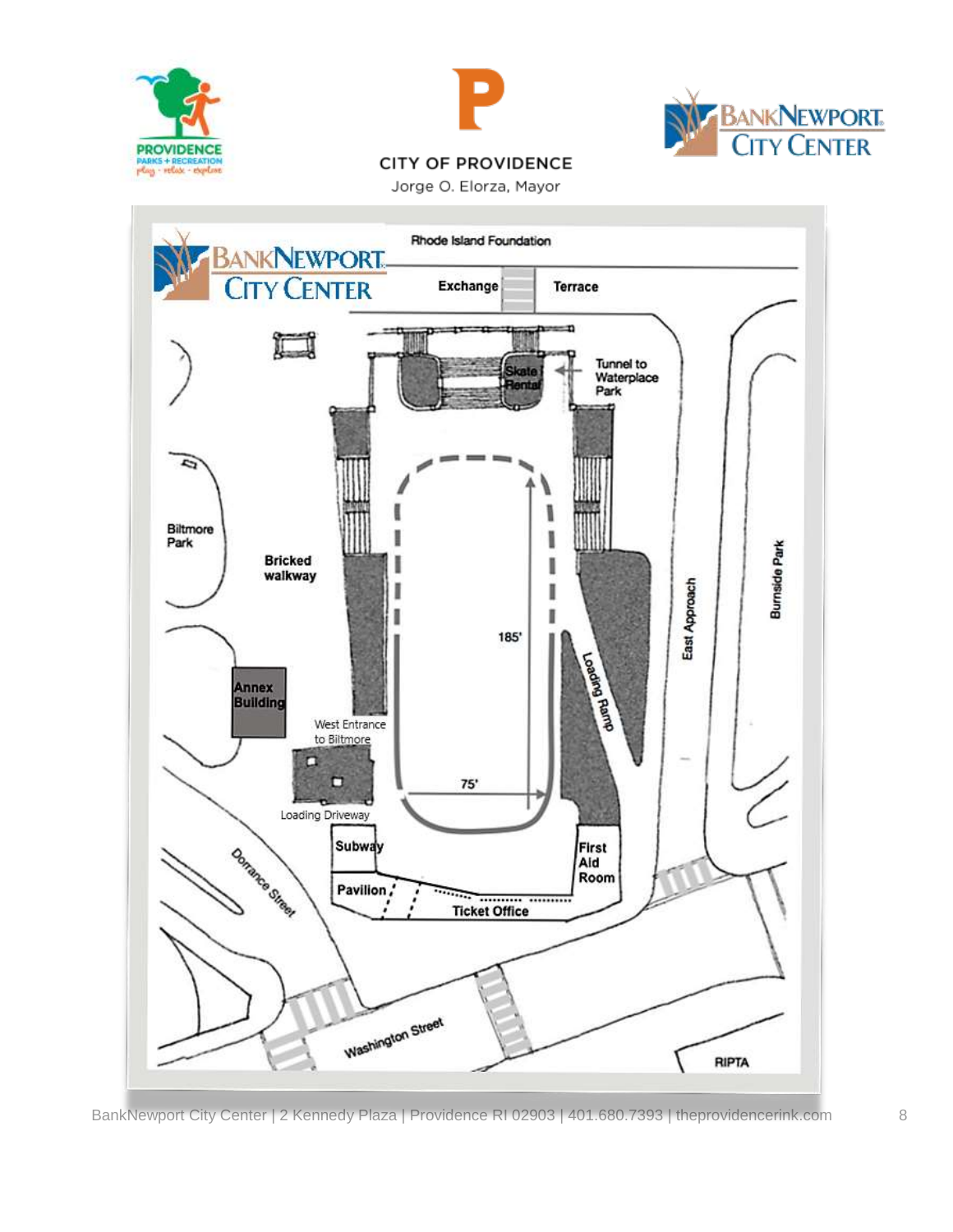Rhode Island Foundation

Exchange

Terrace

Skate Rental

Tunnel to Waterplace Park

Biltmore Park

Bricked walkway

185'

Loading Ramp

East Approach

Burnside Park

Annex Building

West Entrance to Biltmore

75'

Loading Driveway

Subway

First Aid Room

Pavilion

Ticket Office

Dorrance Street

Washington Street

RIPTA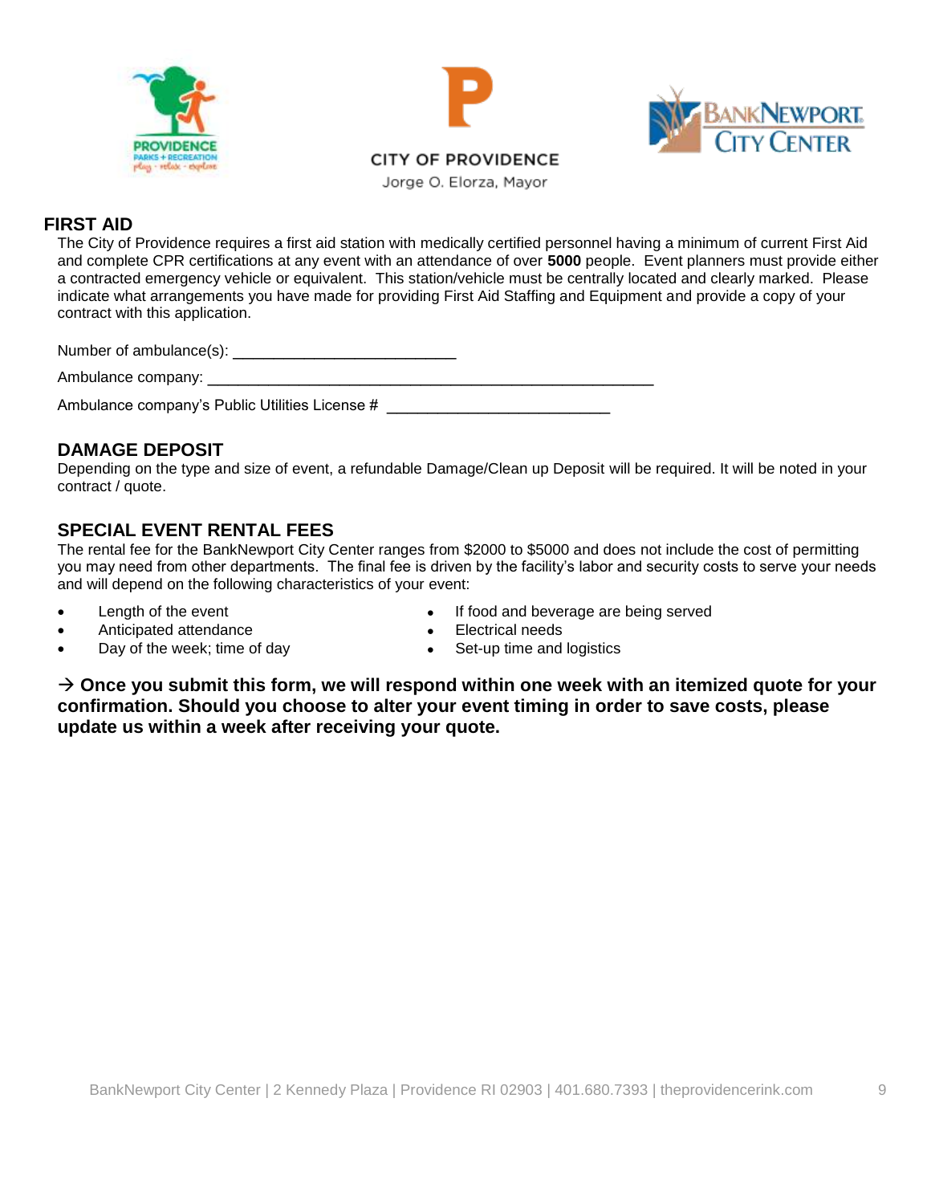CITY OF PROVIDENCE

Jorge O. Elorza, Mayor

## FIRST AID

The City of Providence requires a first aid station with medically certified personnel having a minimum of current First Aid and complete CPR certifications at any event with an attendance of over **5000** people. Event planners must provide either a contracted emergency vehicle or equivalent. This station/vehicle must be centrally located and clearly marked. Please indicate what arrangements you have made for providing First Aid Staffing and Equipment and provide a copy of your contract with this application.

Number of ambulance(s): ___________________________

Ambulance company: ______________________________________________________

Ambulance company's Public Utilities License # ___________________________

## DAMAGE DEPOSIT

Depending on the type and size of event, a refundable Damage/Clean up Deposit will be required. It will be noted in your contract / quote.

## SPECIAL EVENT RENTAL FEES

The rental fee for the BankNewport City Center ranges from $2000 to $5000 and does not include the cost of permitting you may need from other departments. The final fee is driven by the facility's labor and security costs to serve your needs and will depend on the following characteristics of your event:

- Length of the event
- Anticipated attendance
- Day of the week; time of day
- If food and beverage are being served
- Electrical needs
- Set-up time and logistics

**→ Once you submit this form, we will respond within one week with an itemized quote for your confirmation. Should you choose to alter your event timing in order to save costs, please update us within a week after receiving your quote.**

BankNewport City Center | 2 Kennedy Plaza | Providence RI 02903 | 401.680.7393 | theprovidencerink.com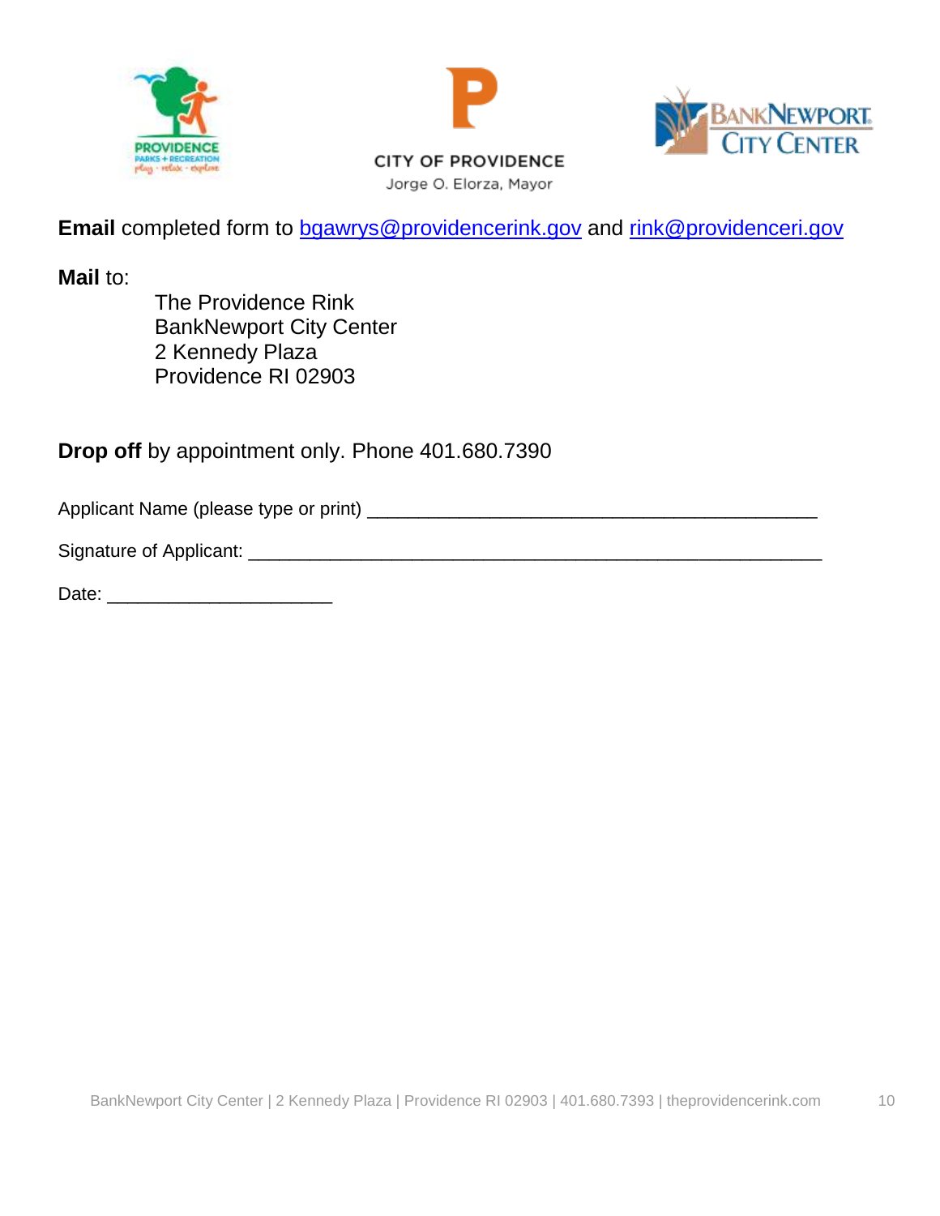CITY OF PROVIDENCE
Jorge O. Elorza, Mayor

**Email** completed form to bgawrys@providencerink.gov and rink@providenceri.gov

**Mail** to:

The Providence Rink
BankNewport City Center
2 Kennedy Plaza
Providence RI 02903

**Drop off** by appointment only. Phone 401.680.7390

Applicant Name (please type or print) _______________________________________________

Signature of Applicant: ____________________________________________________________

Date: ______________________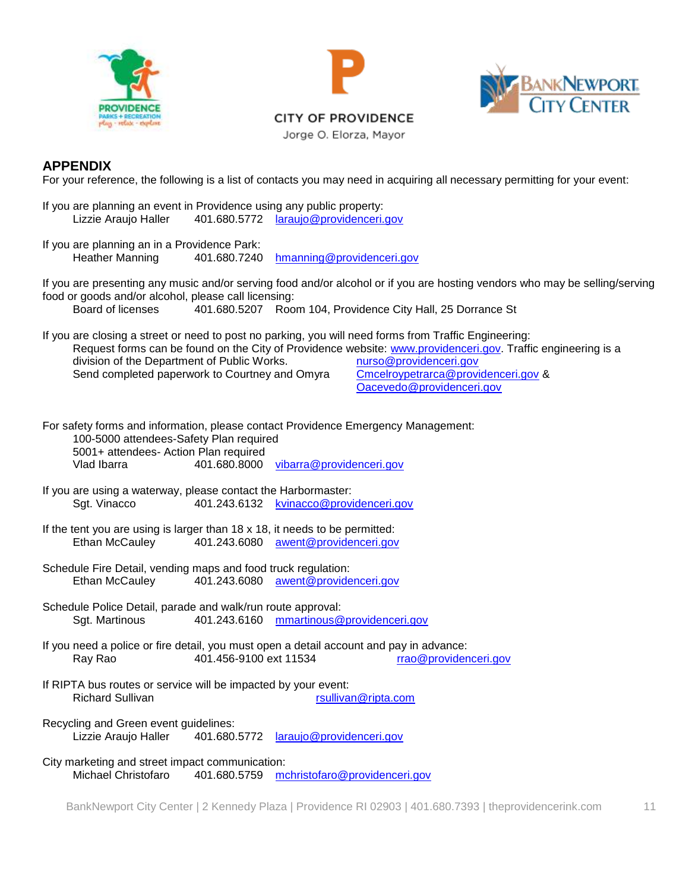CITY OF PROVIDENCE

Jorge O. Elorza, Mayor

## APPENDIX

For your reference, the following is a list of contacts you may need in acquiring all necessary permitting for your event:

If you are planning an event in Providence using any public property:
Lizzie Araujo Haller 401.680.5772 laraujo@providenceri.gov

If you are planning an in a Providence Park:
Heather Manning 401.680.7240 hmanning@providenceri.gov

If you are presenting any music and/or serving food and/or alcohol or if you are hosting vendors who may be selling/serving food or goods and/or alcohol, please call licensing:
Board of licenses 401.680.5207 Room 104, Providence City Hall, 25 Dorrance St

If you are closing a street or need to post no parking, you will need forms from Traffic Engineering:
Request forms can be found on the City of Providence website: www.providenceri.gov. Traffic engineering is a division of the Department of Public Works. nurso@providenceri.gov
Send completed paperwork to Courtney and Omyra Cmcelroypetrarca@providenceri.gov & Oacevedo@providenceri.gov

For safety forms and information, please contact Providence Emergency Management:
100-5000 attendees-Safety Plan required
5001+ attendees- Action Plan required
Vlad Ibarra 401.680.8000 vibarra@providenceri.gov

If you are using a waterway, please contact the Harbormaster:
Sgt. Vinacco 401.243.6132 kvinacco@providenceri.gov

If the tent you are using is larger than 18 x 18, it needs to be permitted:
Ethan McCauley 401.243.6080 awent@providenceri.gov

Schedule Fire Detail, vending maps and food truck regulation:
Ethan McCauley 401.243.6080 awent@providenceri.gov

Schedule Police Detail, parade and walk/run route approval:
Sgt. Martinous 401.243.6160 mmartinous@providenceri.gov

If you need a police or fire detail, you must open a detail account and pay in advance:
Ray Rao 401.456-9100 ext 11534 rrao@providenceri.gov

If RIPTA bus routes or service will be impacted by your event:
Richard Sullivan rsullivan@ripta.com

Recycling and Green event guidelines:
Lizzie Araujo Haller 401.680.5772 laraujo@providenceri.gov

City marketing and street impact communication:
Michael Christofaro 401.680.5759 mchristofaro@providenceri.gov

BankNewport City Center | 2 Kennedy Plaza | Providence RI 02903 | 401.680.7393 | theprovidencerink.com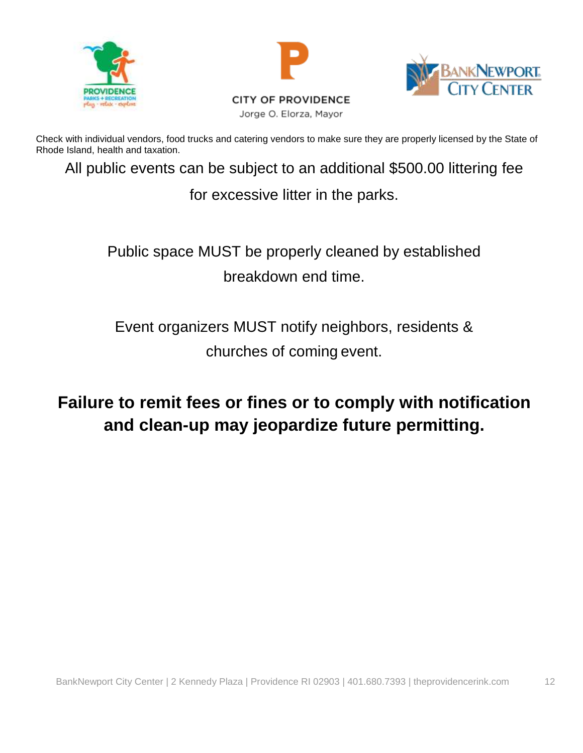CITY OF PROVIDENCE

Jorge O. Elorza, Mayor

Check with individual vendors, food trucks and catering vendors to make sure they are properly licensed by the State of Rhode Island, health and taxation.

All public events can be subject to an additional $500.00 littering fee for excessive litter in the parks.

Public space MUST be properly cleaned by established breakdown end time.

Event organizers MUST notify neighbors, residents & churches of coming event.

**Failure to remit fees or fines or to comply with notification and clean-up may jeopardize future permitting.**

BankNewport City Center | 2 Kennedy Plaza | Providence RI 02903 | 401.680.7393 | theprovidencerink.com